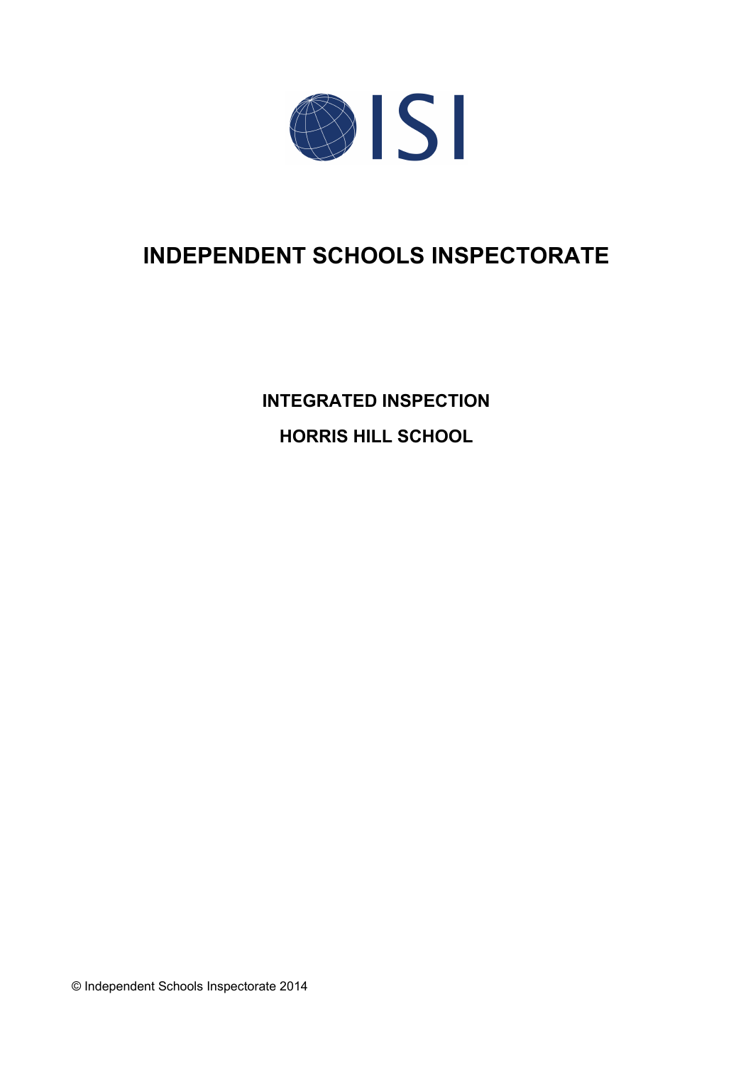ISI

# INDEPENDENT SCHOOLS INSPECTORATE

**INTEGRATED INSPECTION**

**HORRIS HILL SCHOOL**

© Independent Schools Inspectorate 2014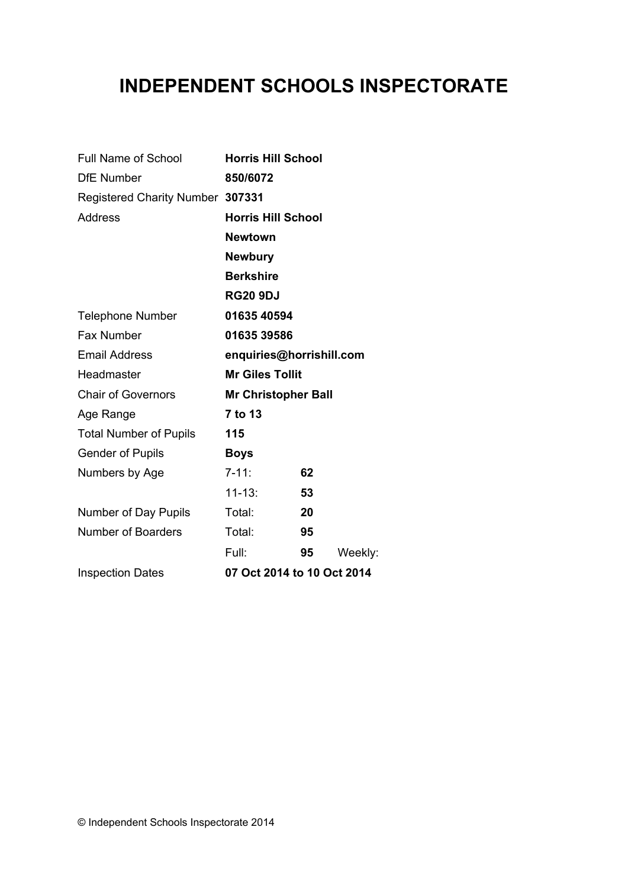# INDEPENDENT SCHOOLS INSPECTORATE

| | | | | |
|---|---|---|---|---|
| Full Name of School | **Horris Hill School** | | | |
| DfE Number | **850/6072** | | | |
| Registered Charity Number | **307331** | | | |
| Address | **Horris Hill School** | | | |
| | **Newtown** | | | |
| | **Newbury** | | | |
| | **Berkshire** | | | |
| | **RG20 9DJ** | | | |
| Telephone Number | **01635 40594** | | | |
| Fax Number | **01635 39586** | | | |
| Email Address | **enquiries@horrishill.com** | | | |
| Headmaster | **Mr Giles Tollit** | | | |
| Chair of Governors | **Mr Christopher Ball** | | | |
| Age Range | **7 to 13** | | | |
| Total Number of Pupils | **115** | | | |
| Gender of Pupils | **Boys** | | | |
| Numbers by Age | 7-11: | **62** | | |
| | 11-13: | **53** | | |
| Number of Day Pupils | Total: | **20** | | |
| Number of Boarders | Total: | **95** | | |
| | Full: | **95** | Weekly: | |
| Inspection Dates | **07 Oct 2014 to 10 Oct 2014** | | | |

© Independent Schools Inspectorate 2014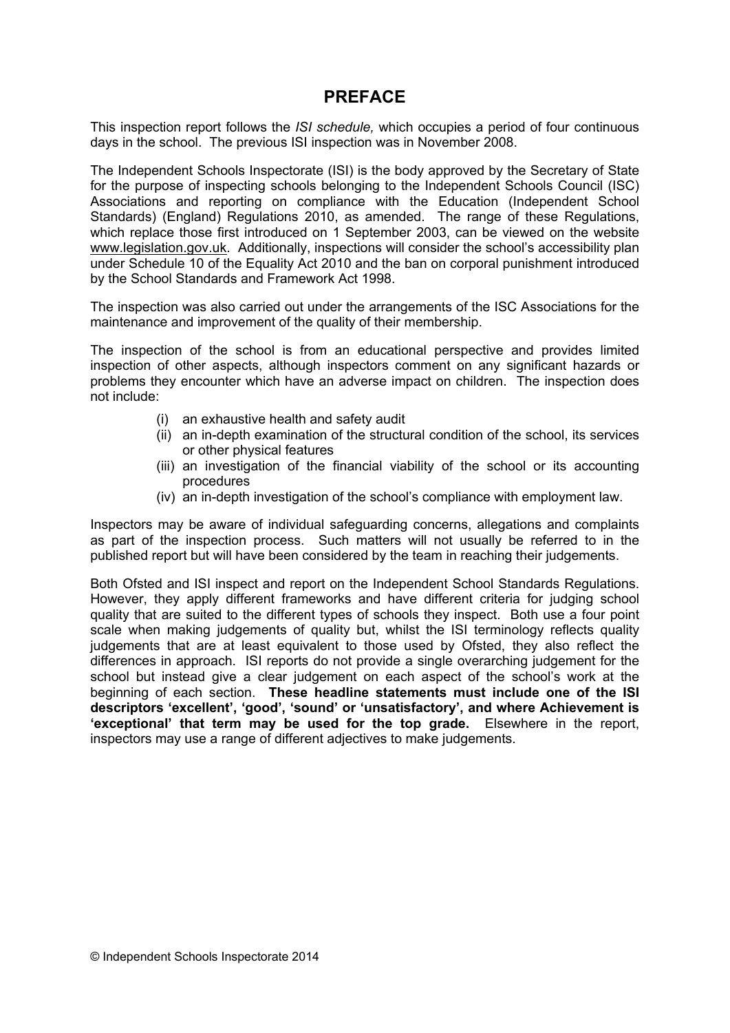## PREFACE

This inspection report follows the *ISI schedule,* which occupies a period of four continuous days in the school. The previous ISI inspection was in November 2008.

The Independent Schools Inspectorate (ISI) is the body approved by the Secretary of State for the purpose of inspecting schools belonging to the Independent Schools Council (ISC) Associations and reporting on compliance with the Education (Independent School Standards) (England) Regulations 2010, as amended. The range of these Regulations, which replace those first introduced on 1 September 2003, can be viewed on the website www.legislation.gov.uk. Additionally, inspections will consider the school's accessibility plan under Schedule 10 of the Equality Act 2010 and the ban on corporal punishment introduced by the School Standards and Framework Act 1998.

The inspection was also carried out under the arrangements of the ISC Associations for the maintenance and improvement of the quality of their membership.

The inspection of the school is from an educational perspective and provides limited inspection of other aspects, although inspectors comment on any significant hazards or problems they encounter which have an adverse impact on children. The inspection does not include:

- (i) an exhaustive health and safety audit
- (ii) an in-depth examination of the structural condition of the school, its services or other physical features
- (iii) an investigation of the financial viability of the school or its accounting procedures
- (iv) an in-depth investigation of the school's compliance with employment law.

Inspectors may be aware of individual safeguarding concerns, allegations and complaints as part of the inspection process. Such matters will not usually be referred to in the published report but will have been considered by the team in reaching their judgements.

Both Ofsted and ISI inspect and report on the Independent School Standards Regulations. However, they apply different frameworks and have different criteria for judging school quality that are suited to the different types of schools they inspect. Both use a four point scale when making judgements of quality but, whilst the ISI terminology reflects quality judgements that are at least equivalent to those used by Ofsted, they also reflect the differences in approach. ISI reports do not provide a single overarching judgement for the school but instead give a clear judgement on each aspect of the school's work at the beginning of each section. **These headline statements must include one of the ISI descriptors 'excellent', 'good', 'sound' or 'unsatisfactory', and where Achievement is 'exceptional' that term may be used for the top grade.** Elsewhere in the report, inspectors may use a range of different adjectives to make judgements.

© Independent Schools Inspectorate 2014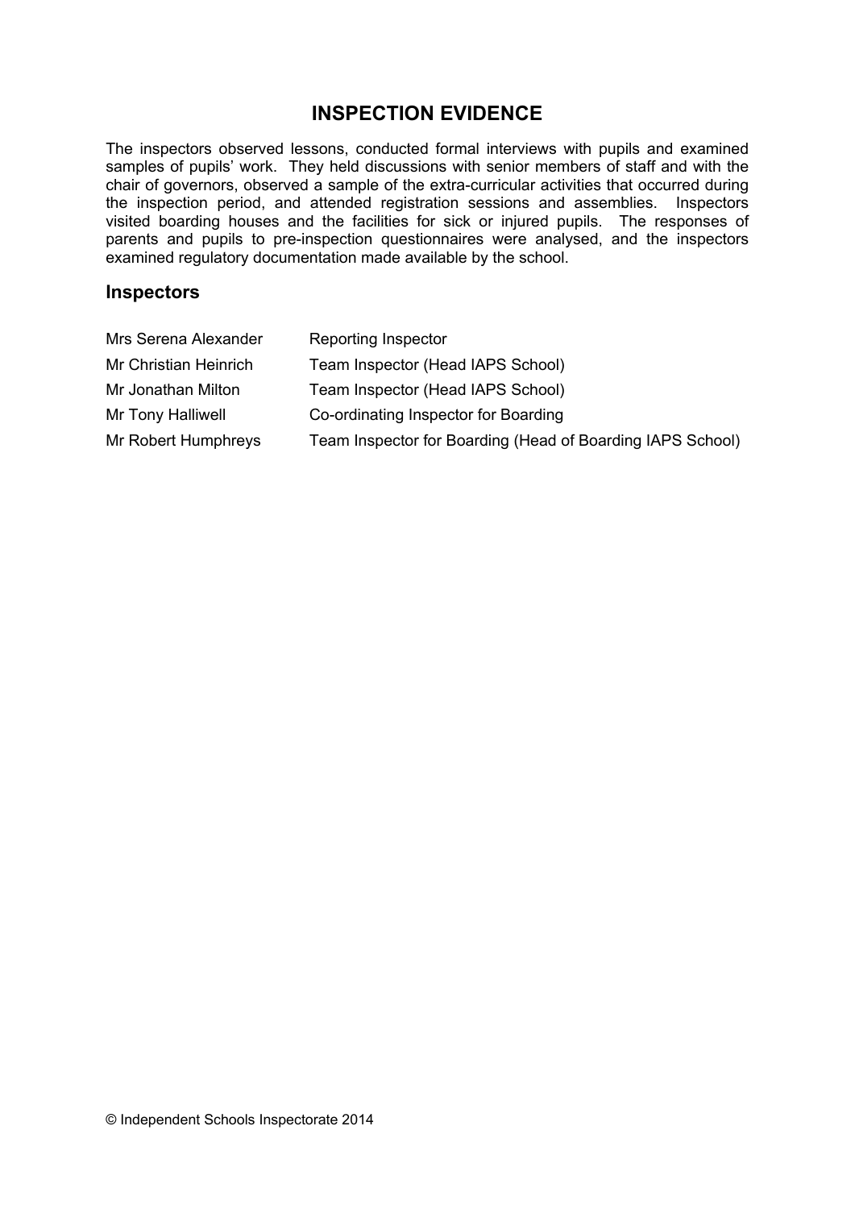## INSPECTION EVIDENCE

The inspectors observed lessons, conducted formal interviews with pupils and examined samples of pupils' work. They held discussions with senior members of staff and with the chair of governors, observed a sample of the extra-curricular activities that occurred during the inspection period, and attended registration sessions and assemblies. Inspectors visited boarding houses and the facilities for sick or injured pupils. The responses of parents and pupils to pre-inspection questionnaires were analysed, and the inspectors examined regulatory documentation made available by the school.

### Inspectors

| | |
|---|---|
| Mrs Serena Alexander | Reporting Inspector |
| Mr Christian Heinrich | Team Inspector (Head IAPS School) |
| Mr Jonathan Milton | Team Inspector (Head IAPS School) |
| Mr Tony Halliwell | Co-ordinating Inspector for Boarding |
| Mr Robert Humphreys | Team Inspector for Boarding (Head of Boarding IAPS School) |

© Independent Schools Inspectorate 2014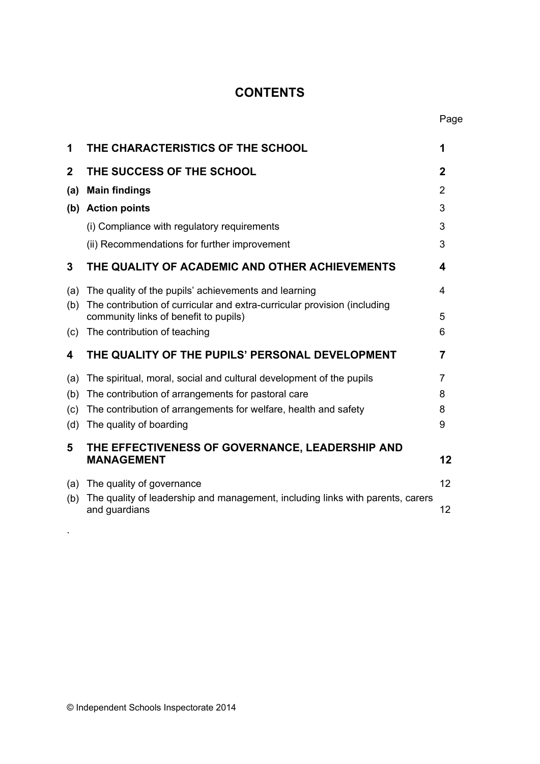# CONTENTS

| | | Page |
|---|---|---|
| **1** | **THE CHARACTERISTICS OF THE SCHOOL** | **1** |
| **2** | **THE SUCCESS OF THE SCHOOL** | **2** |
| **(a)** | **Main findings** | 2 |
| **(b)** | **Action points** | 3 |
| | (i) Compliance with regulatory requirements | 3 |
| | (ii) Recommendations for further improvement | 3 |
| **3** | **THE QUALITY OF ACADEMIC AND OTHER ACHIEVEMENTS** | **4** |
| (a) | The quality of the pupils' achievements and learning | 4 |
| (b) | The contribution of curricular and extra-curricular provision (including community links of benefit to pupils) | 5 |
| (c) | The contribution of teaching | 6 |
| **4** | **THE QUALITY OF THE PUPILS' PERSONAL DEVELOPMENT** | **7** |
| (a) | The spiritual, moral, social and cultural development of the pupils | 7 |
| (b) | The contribution of arrangements for pastoral care | 8 |
| (c) | The contribution of arrangements for welfare, health and safety | 8 |
| (d) | The quality of boarding | 9 |
| **5** | **THE EFFECTIVENESS OF GOVERNANCE, LEADERSHIP AND MANAGEMENT** | **12** |
| (a) | The quality of governance | 12 |
| (b) | The quality of leadership and management, including links with parents, carers and guardians | 12 |

© Independent Schools Inspectorate 2014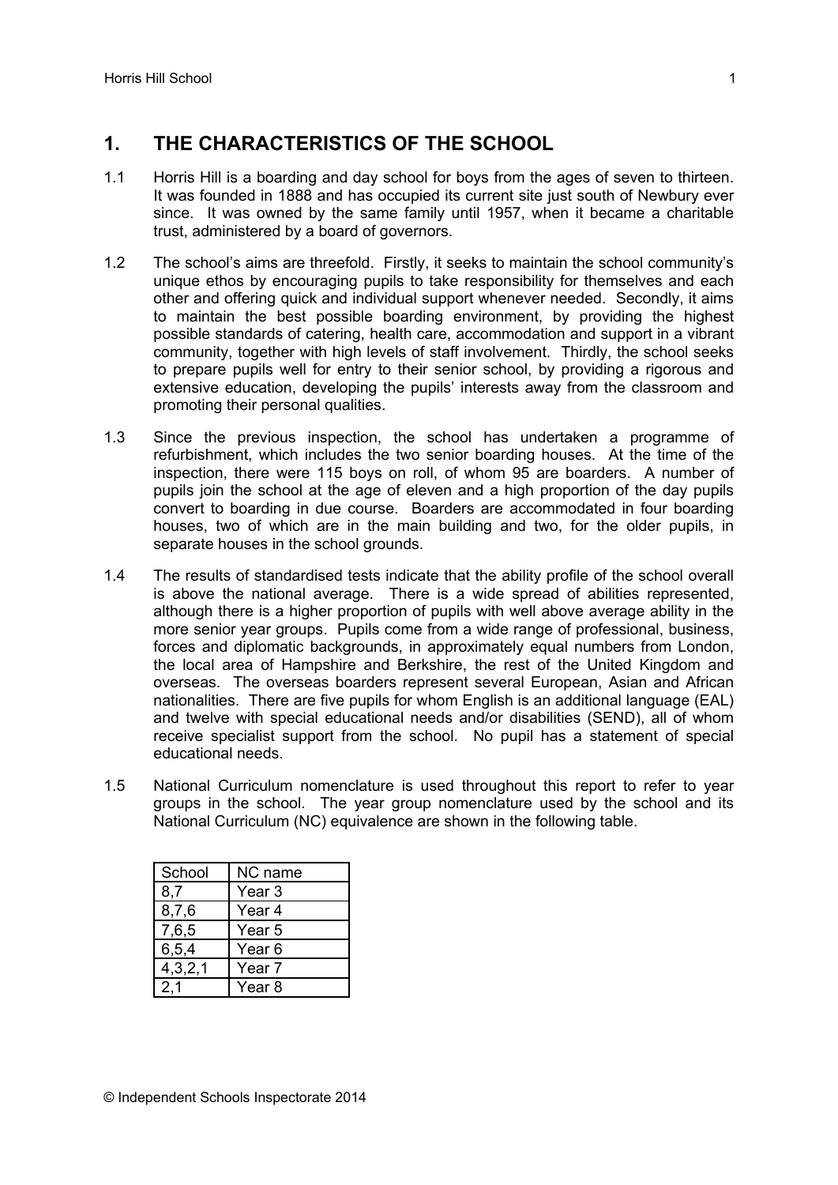## 1. THE CHARACTERISTICS OF THE SCHOOL

1.1 Horris Hill is a boarding and day school for boys from the ages of seven to thirteen. It was founded in 1888 and has occupied its current site just south of Newbury ever since. It was owned by the same family until 1957, when it became a charitable trust, administered by a board of governors.

1.2 The school's aims are threefold. Firstly, it seeks to maintain the school community's unique ethos by encouraging pupils to take responsibility for themselves and each other and offering quick and individual support whenever needed. Secondly, it aims to maintain the best possible boarding environment, by providing the highest possible standards of catering, health care, accommodation and support in a vibrant community, together with high levels of staff involvement. Thirdly, the school seeks to prepare pupils well for entry to their senior school, by providing a rigorous and extensive education, developing the pupils' interests away from the classroom and promoting their personal qualities.

1.3 Since the previous inspection, the school has undertaken a programme of refurbishment, which includes the two senior boarding houses. At the time of the inspection, there were 115 boys on roll, of whom 95 are boarders. A number of pupils join the school at the age of eleven and a high proportion of the day pupils convert to boarding in due course. Boarders are accommodated in four boarding houses, two of which are in the main building and two, for the older pupils, in separate houses in the school grounds.

1.4 The results of standardised tests indicate that the ability profile of the school overall is above the national average. There is a wide spread of abilities represented, although there is a higher proportion of pupils with well above average ability in the more senior year groups. Pupils come from a wide range of professional, business, forces and diplomatic backgrounds, in approximately equal numbers from London, the local area of Hampshire and Berkshire, the rest of the United Kingdom and overseas. The overseas boarders represent several European, Asian and African nationalities. There are five pupils for whom English is an additional language (EAL) and twelve with special educational needs and/or disabilities (SEND), all of whom receive specialist support from the school. No pupil has a statement of special educational needs.

1.5 National Curriculum nomenclature is used throughout this report to refer to year groups in the school. The year group nomenclature used by the school and its National Curriculum (NC) equivalence are shown in the following table.

| School | NC name |
|---|---|
| 8,7 | Year 3 |
| 8,7,6 | Year 4 |
| 7,6,5 | Year 5 |
| 6,5,4 | Year 6 |
| 4,3,2,1 | Year 7 |
| 2,1 | Year 8 |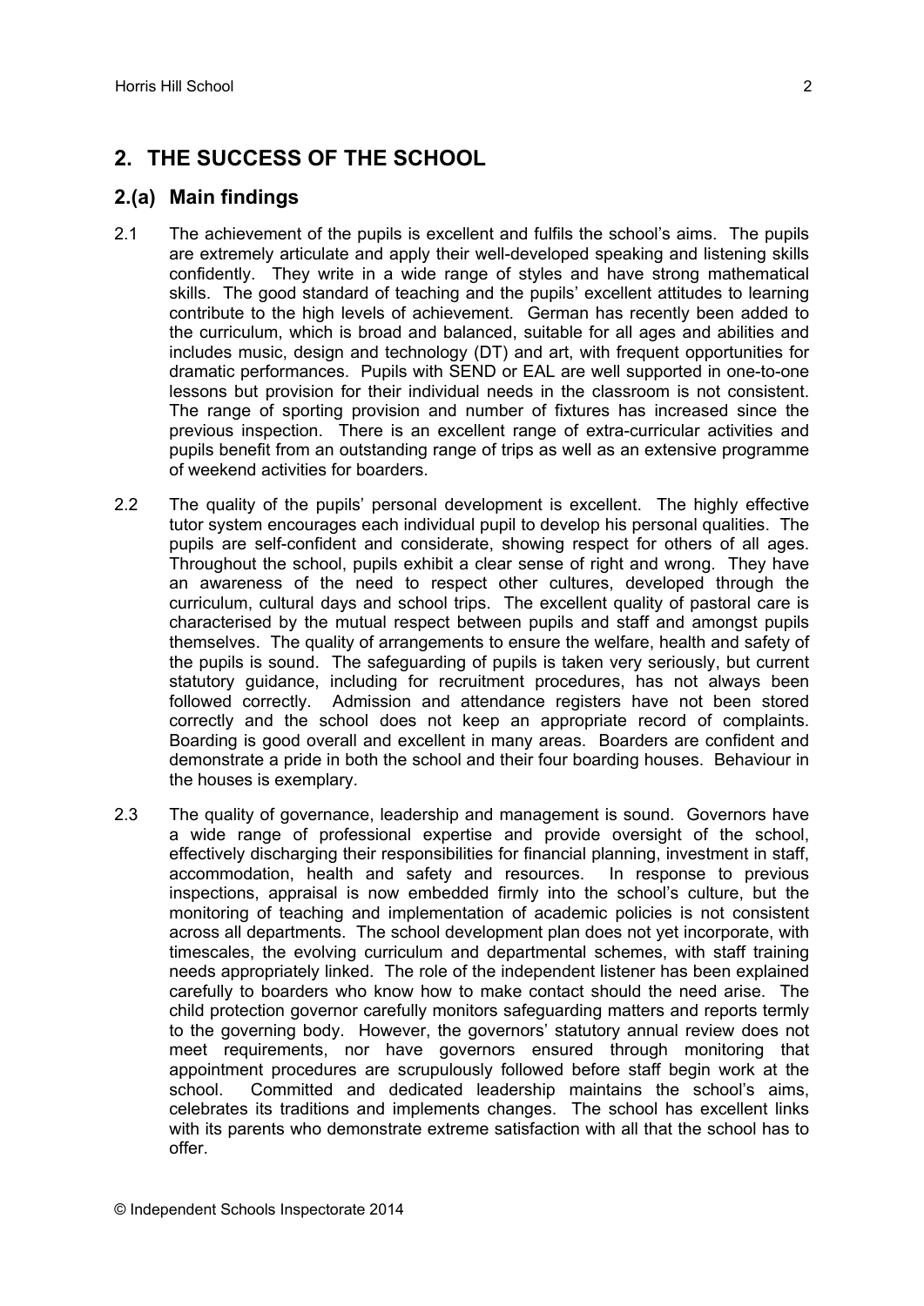## 2. THE SUCCESS OF THE SCHOOL

### 2.(a) Main findings

2.1 The achievement of the pupils is excellent and fulfils the school's aims. The pupils are extremely articulate and apply their well-developed speaking and listening skills confidently. They write in a wide range of styles and have strong mathematical skills. The good standard of teaching and the pupils' excellent attitudes to learning contribute to the high levels of achievement. German has recently been added to the curriculum, which is broad and balanced, suitable for all ages and abilities and includes music, design and technology (DT) and art, with frequent opportunities for dramatic performances. Pupils with SEND or EAL are well supported in one-to-one lessons but provision for their individual needs in the classroom is not consistent. The range of sporting provision and number of fixtures has increased since the previous inspection. There is an excellent range of extra-curricular activities and pupils benefit from an outstanding range of trips as well as an extensive programme of weekend activities for boarders.

2.2 The quality of the pupils' personal development is excellent. The highly effective tutor system encourages each individual pupil to develop his personal qualities. The pupils are self-confident and considerate, showing respect for others of all ages. Throughout the school, pupils exhibit a clear sense of right and wrong. They have an awareness of the need to respect other cultures, developed through the curriculum, cultural days and school trips. The excellent quality of pastoral care is characterised by the mutual respect between pupils and staff and amongst pupils themselves. The quality of arrangements to ensure the welfare, health and safety of the pupils is sound. The safeguarding of pupils is taken very seriously, but current statutory guidance, including for recruitment procedures, has not always been followed correctly. Admission and attendance registers have not been stored correctly and the school does not keep an appropriate record of complaints. Boarding is good overall and excellent in many areas. Boarders are confident and demonstrate a pride in both the school and their four boarding houses. Behaviour in the houses is exemplary.

2.3 The quality of governance, leadership and management is sound. Governors have a wide range of professional expertise and provide oversight of the school, effectively discharging their responsibilities for financial planning, investment in staff, accommodation, health and safety and resources. In response to previous inspections, appraisal is now embedded firmly into the school's culture, but the monitoring of teaching and implementation of academic policies is not consistent across all departments. The school development plan does not yet incorporate, with timescales, the evolving curriculum and departmental schemes, with staff training needs appropriately linked. The role of the independent listener has been explained carefully to boarders who know how to make contact should the need arise. The child protection governor carefully monitors safeguarding matters and reports termly to the governing body. However, the governors' statutory annual review does not meet requirements, nor have governors ensured through monitoring that appointment procedures are scrupulously followed before staff begin work at the school. Committed and dedicated leadership maintains the school's aims, celebrates its traditions and implements changes. The school has excellent links with its parents who demonstrate extreme satisfaction with all that the school has to offer.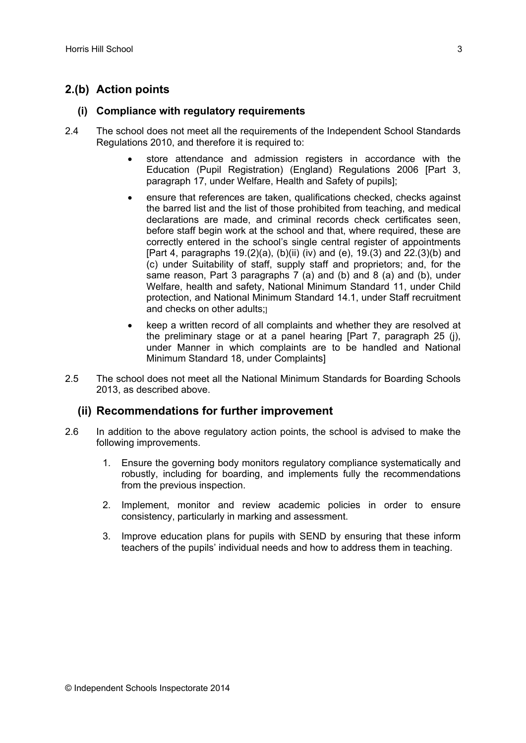## 2.(b) Action points

### (i) Compliance with regulatory requirements

2.4 The school does not meet all the requirements of the Independent School Standards Regulations 2010, and therefore it is required to:

- store attendance and admission registers in accordance with the Education (Pupil Registration) (England) Regulations 2006 [Part 3, paragraph 17, under Welfare, Health and Safety of pupils];
- ensure that references are taken, qualifications checked, checks against the barred list and the list of those prohibited from teaching, and medical declarations are made, and criminal records check certificates seen, before staff begin work at the school and that, where required, these are correctly entered in the school's single central register of appointments [Part 4, paragraphs 19.(2)(a), (b)(ii) (iv) and (e), 19.(3) and 22.(3)(b) and (c) under Suitability of staff, supply staff and proprietors; and, for the same reason, Part 3 paragraphs 7 (a) and (b) and 8 (a) and (b), under Welfare, health and safety, National Minimum Standard 11, under Child protection, and National Minimum Standard 14.1, under Staff recruitment and checks on other adults;]
- keep a written record of all complaints and whether they are resolved at the preliminary stage or at a panel hearing [Part 7, paragraph 25 (j), under Manner in which complaints are to be handled and National Minimum Standard 18, under Complaints]

2.5 The school does not meet all the National Minimum Standards for Boarding Schools 2013, as described above.

### (ii) Recommendations for further improvement

2.6 In addition to the above regulatory action points, the school is advised to make the following improvements.

1. Ensure the governing body monitors regulatory compliance systematically and robustly, including for boarding, and implements fully the recommendations from the previous inspection.
2. Implement, monitor and review academic policies in order to ensure consistency, particularly in marking and assessment.
3. Improve education plans for pupils with SEND by ensuring that these inform teachers of the pupils' individual needs and how to address them in teaching.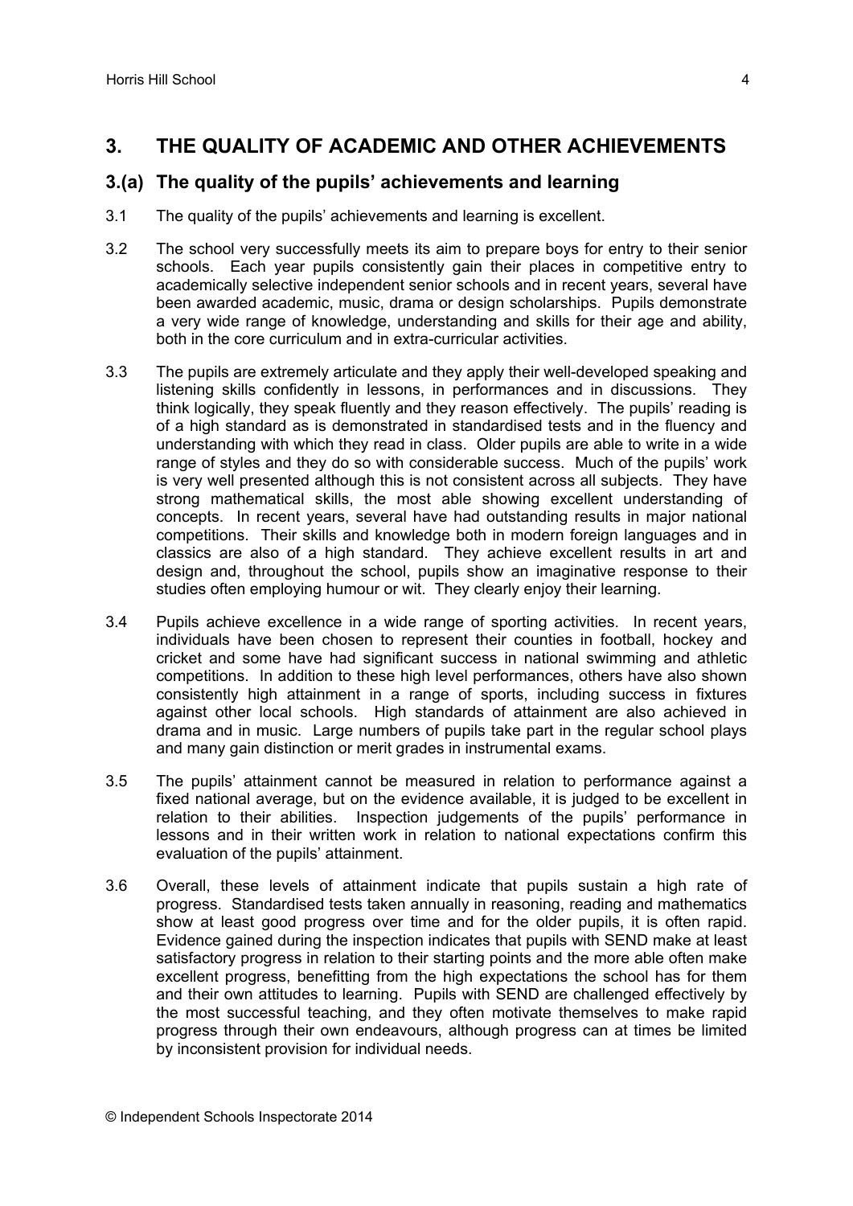## 3. THE QUALITY OF ACADEMIC AND OTHER ACHIEVEMENTS

### 3.(a) The quality of the pupils' achievements and learning

3.1 The quality of the pupils' achievements and learning is excellent.

3.2 The school very successfully meets its aim to prepare boys for entry to their senior schools. Each year pupils consistently gain their places in competitive entry to academically selective independent senior schools and in recent years, several have been awarded academic, music, drama or design scholarships. Pupils demonstrate a very wide range of knowledge, understanding and skills for their age and ability, both in the core curriculum and in extra-curricular activities.

3.3 The pupils are extremely articulate and they apply their well-developed speaking and listening skills confidently in lessons, in performances and in discussions. They think logically, they speak fluently and they reason effectively. The pupils' reading is of a high standard as is demonstrated in standardised tests and in the fluency and understanding with which they read in class. Older pupils are able to write in a wide range of styles and they do so with considerable success. Much of the pupils' work is very well presented although this is not consistent across all subjects. They have strong mathematical skills, the most able showing excellent understanding of concepts. In recent years, several have had outstanding results in major national competitions. Their skills and knowledge both in modern foreign languages and in classics are also of a high standard. They achieve excellent results in art and design and, throughout the school, pupils show an imaginative response to their studies often employing humour or wit. They clearly enjoy their learning.

3.4 Pupils achieve excellence in a wide range of sporting activities. In recent years, individuals have been chosen to represent their counties in football, hockey and cricket and some have had significant success in national swimming and athletic competitions. In addition to these high level performances, others have also shown consistently high attainment in a range of sports, including success in fixtures against other local schools. High standards of attainment are also achieved in drama and in music. Large numbers of pupils take part in the regular school plays and many gain distinction or merit grades in instrumental exams.

3.5 The pupils' attainment cannot be measured in relation to performance against a fixed national average, but on the evidence available, it is judged to be excellent in relation to their abilities. Inspection judgements of the pupils' performance in lessons and in their written work in relation to national expectations confirm this evaluation of the pupils' attainment.

3.6 Overall, these levels of attainment indicate that pupils sustain a high rate of progress. Standardised tests taken annually in reasoning, reading and mathematics show at least good progress over time and for the older pupils, it is often rapid. Evidence gained during the inspection indicates that pupils with SEND make at least satisfactory progress in relation to their starting points and the more able often make excellent progress, benefitting from the high expectations the school has for them and their own attitudes to learning. Pupils with SEND are challenged effectively by the most successful teaching, and they often motivate themselves to make rapid progress through their own endeavours, although progress can at times be limited by inconsistent provision for individual needs.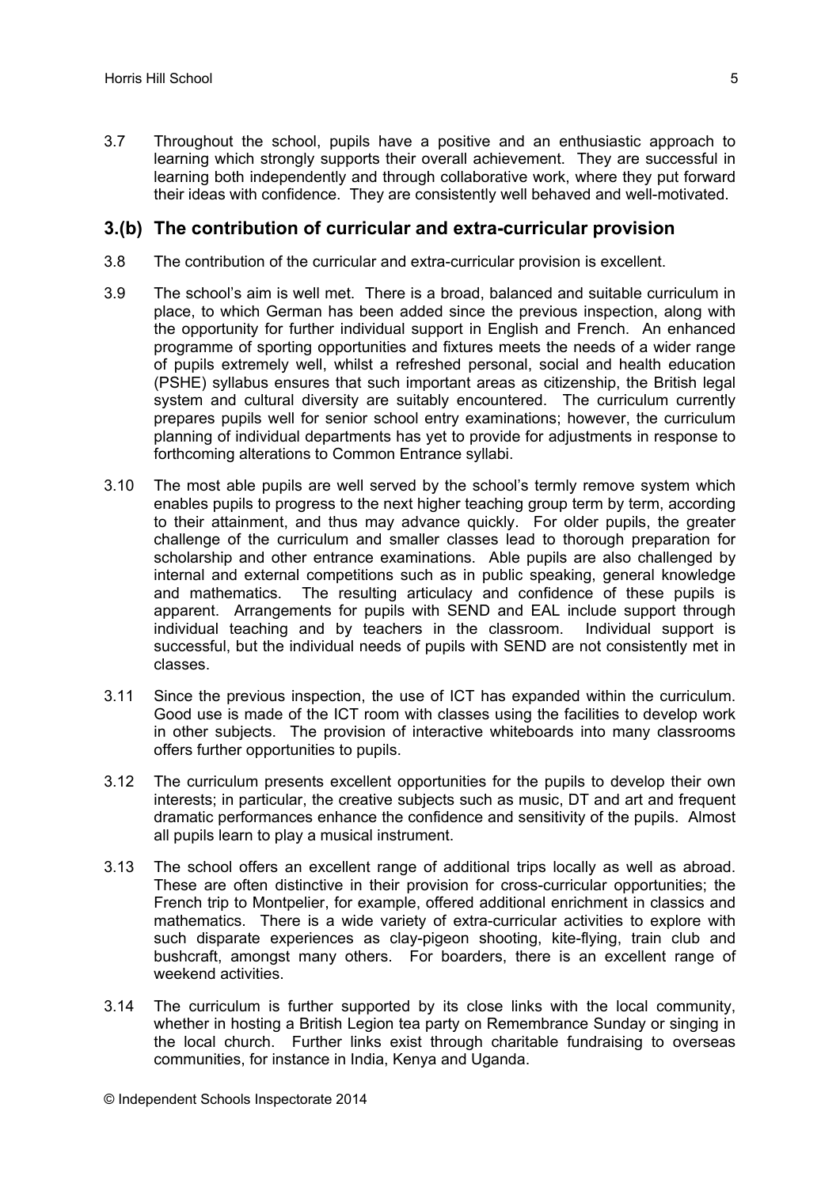3.7 Throughout the school, pupils have a positive and an enthusiastic approach to learning which strongly supports their overall achievement. They are successful in learning both independently and through collaborative work, where they put forward their ideas with confidence. They are consistently well behaved and well-motivated.

## 3.(b) The contribution of curricular and extra-curricular provision

3.8 The contribution of the curricular and extra-curricular provision is excellent.

3.9 The school's aim is well met. There is a broad, balanced and suitable curriculum in place, to which German has been added since the previous inspection, along with the opportunity for further individual support in English and French. An enhanced programme of sporting opportunities and fixtures meets the needs of a wider range of pupils extremely well, whilst a refreshed personal, social and health education (PSHE) syllabus ensures that such important areas as citizenship, the British legal system and cultural diversity are suitably encountered. The curriculum currently prepares pupils well for senior school entry examinations; however, the curriculum planning of individual departments has yet to provide for adjustments in response to forthcoming alterations to Common Entrance syllabi.

3.10 The most able pupils are well served by the school's termly remove system which enables pupils to progress to the next higher teaching group term by term, according to their attainment, and thus may advance quickly. For older pupils, the greater challenge of the curriculum and smaller classes lead to thorough preparation for scholarship and other entrance examinations. Able pupils are also challenged by internal and external competitions such as in public speaking, general knowledge and mathematics. The resulting articulacy and confidence of these pupils is apparent. Arrangements for pupils with SEND and EAL include support through individual teaching and by teachers in the classroom. Individual support is successful, but the individual needs of pupils with SEND are not consistently met in classes.

3.11 Since the previous inspection, the use of ICT has expanded within the curriculum. Good use is made of the ICT room with classes using the facilities to develop work in other subjects. The provision of interactive whiteboards into many classrooms offers further opportunities to pupils.

3.12 The curriculum presents excellent opportunities for the pupils to develop their own interests; in particular, the creative subjects such as music, DT and art and frequent dramatic performances enhance the confidence and sensitivity of the pupils. Almost all pupils learn to play a musical instrument.

3.13 The school offers an excellent range of additional trips locally as well as abroad. These are often distinctive in their provision for cross-curricular opportunities; the French trip to Montpelier, for example, offered additional enrichment in classics and mathematics. There is a wide variety of extra-curricular activities to explore with such disparate experiences as clay-pigeon shooting, kite-flying, train club and bushcraft, amongst many others. For boarders, there is an excellent range of weekend activities.

3.14 The curriculum is further supported by its close links with the local community, whether in hosting a British Legion tea party on Remembrance Sunday or singing in the local church. Further links exist through charitable fundraising to overseas communities, for instance in India, Kenya and Uganda.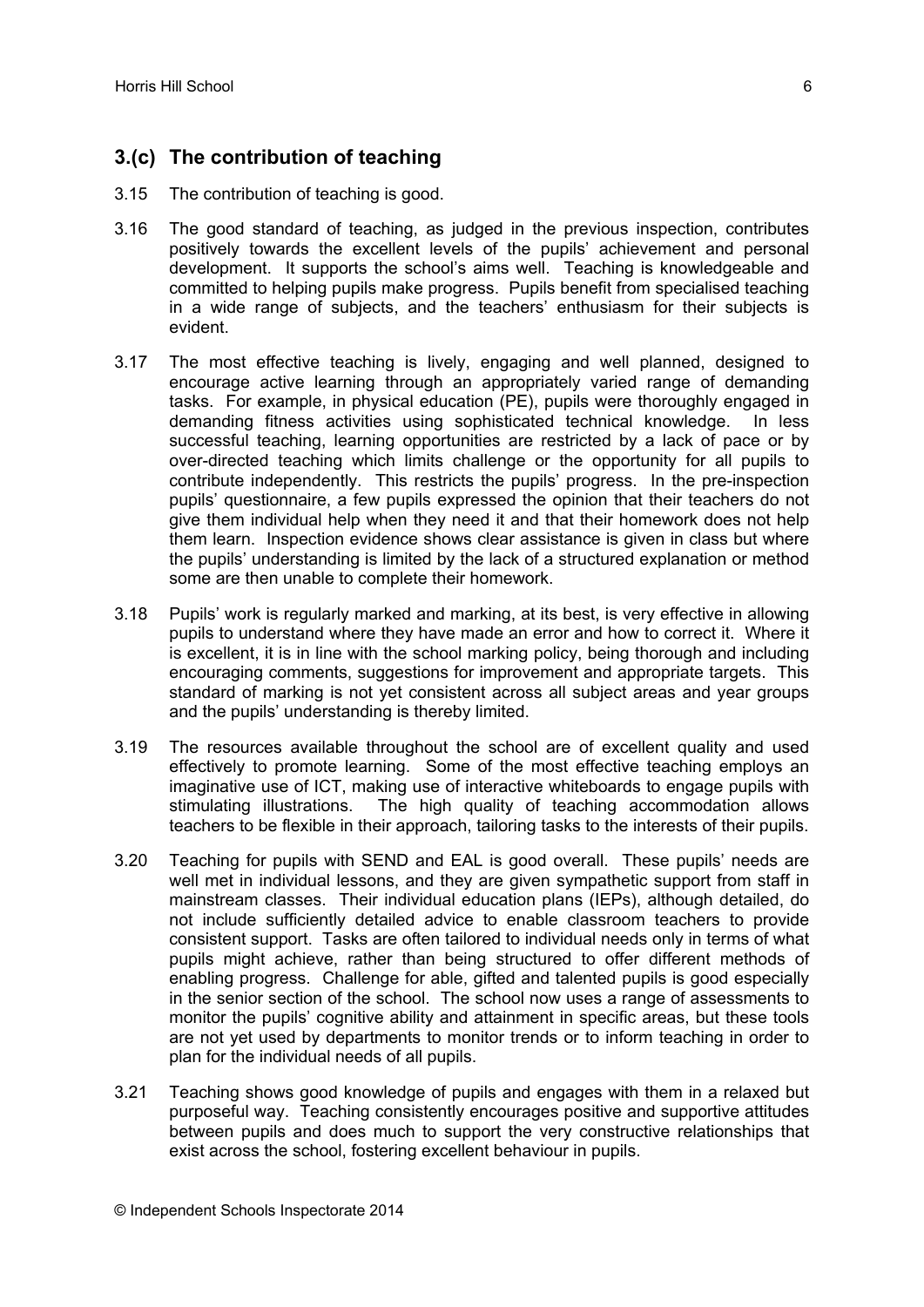## 3.(c) The contribution of teaching

3.15 The contribution of teaching is good.

3.16 The good standard of teaching, as judged in the previous inspection, contributes positively towards the excellent levels of the pupils' achievement and personal development. It supports the school's aims well. Teaching is knowledgeable and committed to helping pupils make progress. Pupils benefit from specialised teaching in a wide range of subjects, and the teachers' enthusiasm for their subjects is evident.

3.17 The most effective teaching is lively, engaging and well planned, designed to encourage active learning through an appropriately varied range of demanding tasks. For example, in physical education (PE), pupils were thoroughly engaged in demanding fitness activities using sophisticated technical knowledge. In less successful teaching, learning opportunities are restricted by a lack of pace or by over-directed teaching which limits challenge or the opportunity for all pupils to contribute independently. This restricts the pupils' progress. In the pre-inspection pupils' questionnaire, a few pupils expressed the opinion that their teachers do not give them individual help when they need it and that their homework does not help them learn. Inspection evidence shows clear assistance is given in class but where the pupils' understanding is limited by the lack of a structured explanation or method some are then unable to complete their homework.

3.18 Pupils' work is regularly marked and marking, at its best, is very effective in allowing pupils to understand where they have made an error and how to correct it. Where it is excellent, it is in line with the school marking policy, being thorough and including encouraging comments, suggestions for improvement and appropriate targets. This standard of marking is not yet consistent across all subject areas and year groups and the pupils' understanding is thereby limited.

3.19 The resources available throughout the school are of excellent quality and used effectively to promote learning. Some of the most effective teaching employs an imaginative use of ICT, making use of interactive whiteboards to engage pupils with stimulating illustrations. The high quality of teaching accommodation allows teachers to be flexible in their approach, tailoring tasks to the interests of their pupils.

3.20 Teaching for pupils with SEND and EAL is good overall. These pupils' needs are well met in individual lessons, and they are given sympathetic support from staff in mainstream classes. Their individual education plans (IEPs), although detailed, do not include sufficiently detailed advice to enable classroom teachers to provide consistent support. Tasks are often tailored to individual needs only in terms of what pupils might achieve, rather than being structured to offer different methods of enabling progress. Challenge for able, gifted and talented pupils is good especially in the senior section of the school. The school now uses a range of assessments to monitor the pupils' cognitive ability and attainment in specific areas, but these tools are not yet used by departments to monitor trends or to inform teaching in order to plan for the individual needs of all pupils.

3.21 Teaching shows good knowledge of pupils and engages with them in a relaxed but purposeful way. Teaching consistently encourages positive and supportive attitudes between pupils and does much to support the very constructive relationships that exist across the school, fostering excellent behaviour in pupils.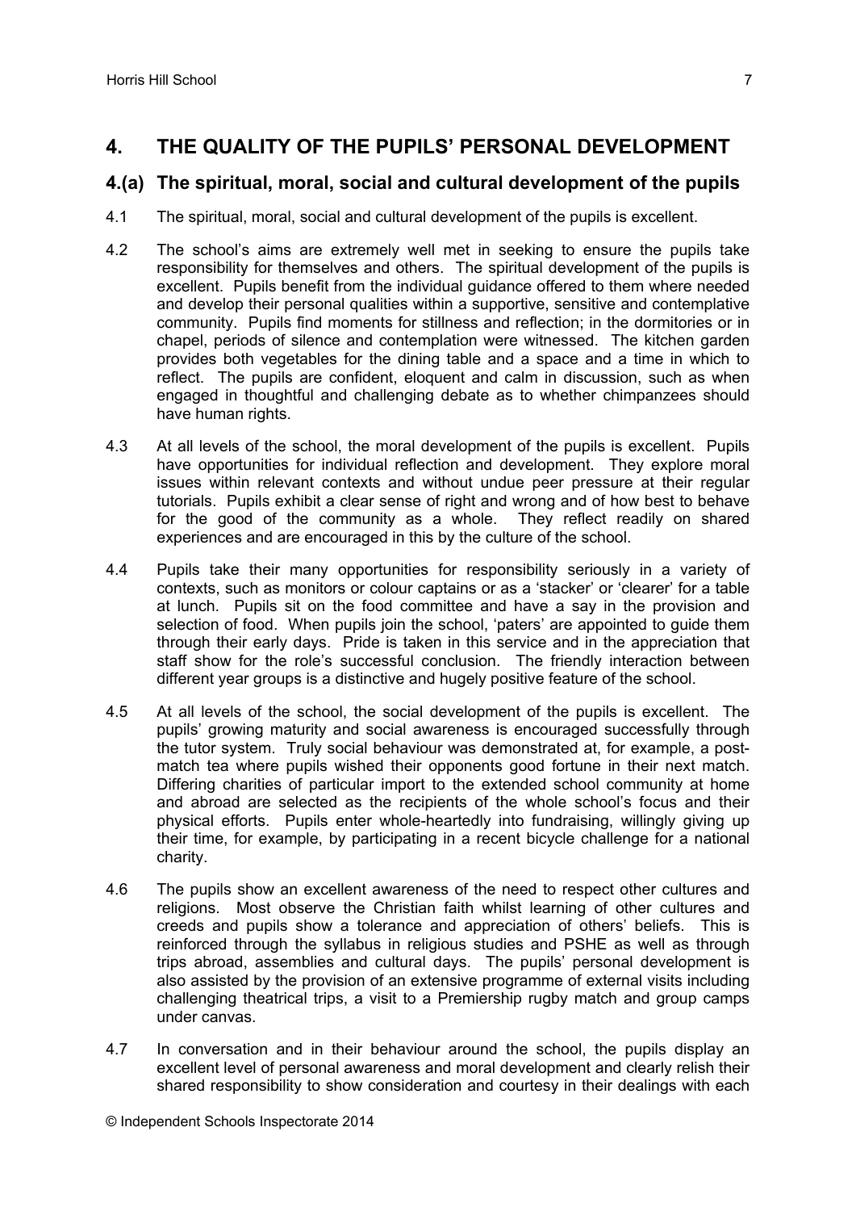## 4. THE QUALITY OF THE PUPILS' PERSONAL DEVELOPMENT

### 4.(a) The spiritual, moral, social and cultural development of the pupils

4.1 The spiritual, moral, social and cultural development of the pupils is excellent.

4.2 The school's aims are extremely well met in seeking to ensure the pupils take responsibility for themselves and others. The spiritual development of the pupils is excellent. Pupils benefit from the individual guidance offered to them where needed and develop their personal qualities within a supportive, sensitive and contemplative community. Pupils find moments for stillness and reflection; in the dormitories or in chapel, periods of silence and contemplation were witnessed. The kitchen garden provides both vegetables for the dining table and a space and a time in which to reflect. The pupils are confident, eloquent and calm in discussion, such as when engaged in thoughtful and challenging debate as to whether chimpanzees should have human rights.

4.3 At all levels of the school, the moral development of the pupils is excellent. Pupils have opportunities for individual reflection and development. They explore moral issues within relevant contexts and without undue peer pressure at their regular tutorials. Pupils exhibit a clear sense of right and wrong and of how best to behave for the good of the community as a whole. They reflect readily on shared experiences and are encouraged in this by the culture of the school.

4.4 Pupils take their many opportunities for responsibility seriously in a variety of contexts, such as monitors or colour captains or as a 'stacker' or 'clearer' for a table at lunch. Pupils sit on the food committee and have a say in the provision and selection of food. When pupils join the school, 'paters' are appointed to guide them through their early days. Pride is taken in this service and in the appreciation that staff show for the role's successful conclusion. The friendly interaction between different year groups is a distinctive and hugely positive feature of the school.

4.5 At all levels of the school, the social development of the pupils is excellent. The pupils' growing maturity and social awareness is encouraged successfully through the tutor system. Truly social behaviour was demonstrated at, for example, a post-match tea where pupils wished their opponents good fortune in their next match. Differing charities of particular import to the extended school community at home and abroad are selected as the recipients of the whole school's focus and their physical efforts. Pupils enter whole-heartedly into fundraising, willingly giving up their time, for example, by participating in a recent bicycle challenge for a national charity.

4.6 The pupils show an excellent awareness of the need to respect other cultures and religions. Most observe the Christian faith whilst learning of other cultures and creeds and pupils show a tolerance and appreciation of others' beliefs. This is reinforced through the syllabus in religious studies and PSHE as well as through trips abroad, assemblies and cultural days. The pupils' personal development is also assisted by the provision of an extensive programme of external visits including challenging theatrical trips, a visit to a Premiership rugby match and group camps under canvas.

4.7 In conversation and in their behaviour around the school, the pupils display an excellent level of personal awareness and moral development and clearly relish their shared responsibility to show consideration and courtesy in their dealings with each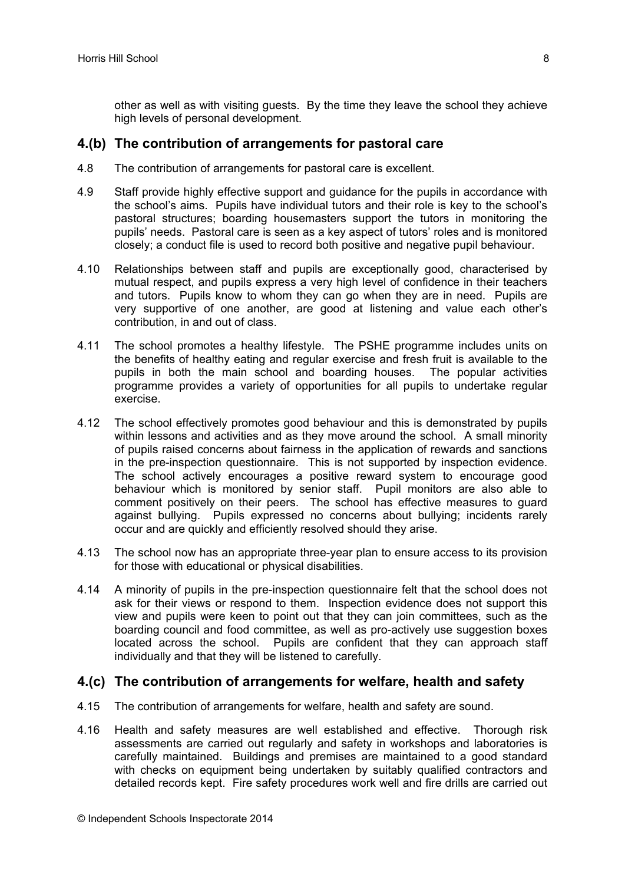other as well as with visiting guests. By the time they leave the school they achieve high levels of personal development.

## 4.(b) The contribution of arrangements for pastoral care

4.8 The contribution of arrangements for pastoral care is excellent.

4.9 Staff provide highly effective support and guidance for the pupils in accordance with the school's aims. Pupils have individual tutors and their role is key to the school's pastoral structures; boarding housemasters support the tutors in monitoring the pupils' needs. Pastoral care is seen as a key aspect of tutors' roles and is monitored closely; a conduct file is used to record both positive and negative pupil behaviour.

4.10 Relationships between staff and pupils are exceptionally good, characterised by mutual respect, and pupils express a very high level of confidence in their teachers and tutors. Pupils know to whom they can go when they are in need. Pupils are very supportive of one another, are good at listening and value each other's contribution, in and out of class.

4.11 The school promotes a healthy lifestyle. The PSHE programme includes units on the benefits of healthy eating and regular exercise and fresh fruit is available to the pupils in both the main school and boarding houses. The popular activities programme provides a variety of opportunities for all pupils to undertake regular exercise.

4.12 The school effectively promotes good behaviour and this is demonstrated by pupils within lessons and activities and as they move around the school. A small minority of pupils raised concerns about fairness in the application of rewards and sanctions in the pre-inspection questionnaire. This is not supported by inspection evidence. The school actively encourages a positive reward system to encourage good behaviour which is monitored by senior staff. Pupil monitors are also able to comment positively on their peers. The school has effective measures to guard against bullying. Pupils expressed no concerns about bullying; incidents rarely occur and are quickly and efficiently resolved should they arise.

4.13 The school now has an appropriate three-year plan to ensure access to its provision for those with educational or physical disabilities.

4.14 A minority of pupils in the pre-inspection questionnaire felt that the school does not ask for their views or respond to them. Inspection evidence does not support this view and pupils were keen to point out that they can join committees, such as the boarding council and food committee, as well as pro-actively use suggestion boxes located across the school. Pupils are confident that they can approach staff individually and that they will be listened to carefully.

## 4.(c) The contribution of arrangements for welfare, health and safety

4.15 The contribution of arrangements for welfare, health and safety are sound.

4.16 Health and safety measures are well established and effective. Thorough risk assessments are carried out regularly and safety in workshops and laboratories is carefully maintained. Buildings and premises are maintained to a good standard with checks on equipment being undertaken by suitably qualified contractors and detailed records kept. Fire safety procedures work well and fire drills are carried out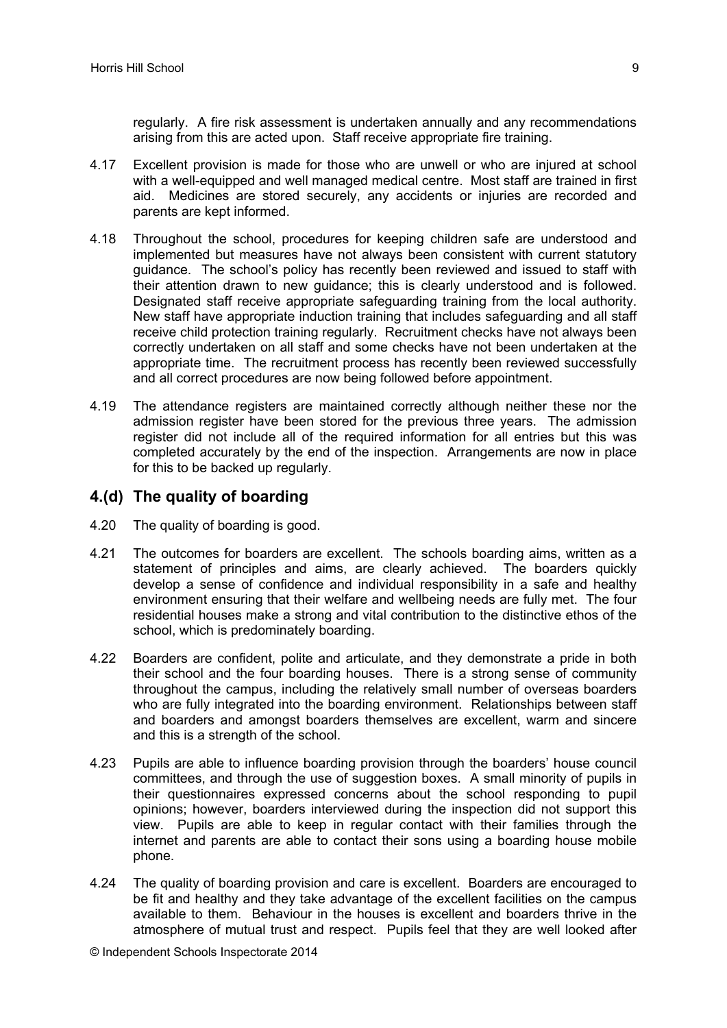regularly. A fire risk assessment is undertaken annually and any recommendations arising from this are acted upon. Staff receive appropriate fire training.

4.17 Excellent provision is made for those who are unwell or who are injured at school with a well-equipped and well managed medical centre. Most staff are trained in first aid. Medicines are stored securely, any accidents or injuries are recorded and parents are kept informed.

4.18 Throughout the school, procedures for keeping children safe are understood and implemented but measures have not always been consistent with current statutory guidance. The school's policy has recently been reviewed and issued to staff with their attention drawn to new guidance; this is clearly understood and is followed. Designated staff receive appropriate safeguarding training from the local authority. New staff have appropriate induction training that includes safeguarding and all staff receive child protection training regularly. Recruitment checks have not always been correctly undertaken on all staff and some checks have not been undertaken at the appropriate time. The recruitment process has recently been reviewed successfully and all correct procedures are now being followed before appointment.

4.19 The attendance registers are maintained correctly although neither these nor the admission register have been stored for the previous three years. The admission register did not include all of the required information for all entries but this was completed accurately by the end of the inspection. Arrangements are now in place for this to be backed up regularly.

## 4.(d) The quality of boarding

4.20 The quality of boarding is good.

4.21 The outcomes for boarders are excellent. The schools boarding aims, written as a statement of principles and aims, are clearly achieved. The boarders quickly develop a sense of confidence and individual responsibility in a safe and healthy environment ensuring that their welfare and wellbeing needs are fully met. The four residential houses make a strong and vital contribution to the distinctive ethos of the school, which is predominately boarding.

4.22 Boarders are confident, polite and articulate, and they demonstrate a pride in both their school and the four boarding houses. There is a strong sense of community throughout the campus, including the relatively small number of overseas boarders who are fully integrated into the boarding environment. Relationships between staff and boarders and amongst boarders themselves are excellent, warm and sincere and this is a strength of the school.

4.23 Pupils are able to influence boarding provision through the boarders' house council committees, and through the use of suggestion boxes. A small minority of pupils in their questionnaires expressed concerns about the school responding to pupil opinions; however, boarders interviewed during the inspection did not support this view. Pupils are able to keep in regular contact with their families through the internet and parents are able to contact their sons using a boarding house mobile phone.

4.24 The quality of boarding provision and care is excellent. Boarders are encouraged to be fit and healthy and they take advantage of the excellent facilities on the campus available to them. Behaviour in the houses is excellent and boarders thrive in the atmosphere of mutual trust and respect. Pupils feel that they are well looked after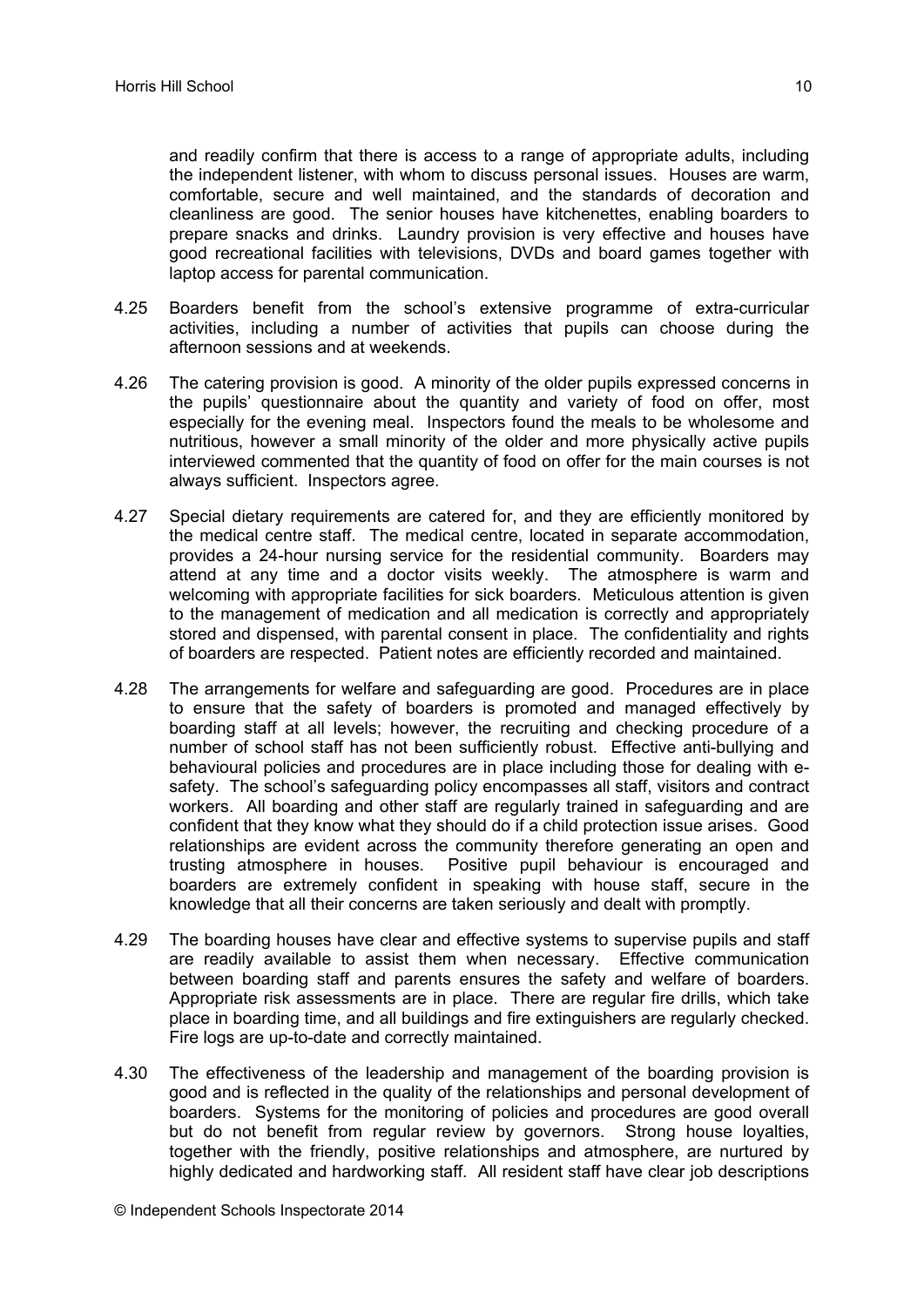and readily confirm that there is access to a range of appropriate adults, including the independent listener, with whom to discuss personal issues. Houses are warm, comfortable, secure and well maintained, and the standards of decoration and cleanliness are good. The senior houses have kitchenettes, enabling boarders to prepare snacks and drinks. Laundry provision is very effective and houses have good recreational facilities with televisions, DVDs and board games together with laptop access for parental communication.

4.25 Boarders benefit from the school's extensive programme of extra-curricular activities, including a number of activities that pupils can choose during the afternoon sessions and at weekends.

4.26 The catering provision is good. A minority of the older pupils expressed concerns in the pupils' questionnaire about the quantity and variety of food on offer, most especially for the evening meal. Inspectors found the meals to be wholesome and nutritious, however a small minority of the older and more physically active pupils interviewed commented that the quantity of food on offer for the main courses is not always sufficient. Inspectors agree.

4.27 Special dietary requirements are catered for, and they are efficiently monitored by the medical centre staff. The medical centre, located in separate accommodation, provides a 24-hour nursing service for the residential community. Boarders may attend at any time and a doctor visits weekly. The atmosphere is warm and welcoming with appropriate facilities for sick boarders. Meticulous attention is given to the management of medication and all medication is correctly and appropriately stored and dispensed, with parental consent in place. The confidentiality and rights of boarders are respected. Patient notes are efficiently recorded and maintained.

4.28 The arrangements for welfare and safeguarding are good. Procedures are in place to ensure that the safety of boarders is promoted and managed effectively by boarding staff at all levels; however, the recruiting and checking procedure of a number of school staff has not been sufficiently robust. Effective anti-bullying and behavioural policies and procedures are in place including those for dealing with e-safety. The school's safeguarding policy encompasses all staff, visitors and contract workers. All boarding and other staff are regularly trained in safeguarding and are confident that they know what they should do if a child protection issue arises. Good relationships are evident across the community therefore generating an open and trusting atmosphere in houses. Positive pupil behaviour is encouraged and boarders are extremely confident in speaking with house staff, secure in the knowledge that all their concerns are taken seriously and dealt with promptly.

4.29 The boarding houses have clear and effective systems to supervise pupils and staff are readily available to assist them when necessary. Effective communication between boarding staff and parents ensures the safety and welfare of boarders. Appropriate risk assessments are in place. There are regular fire drills, which take place in boarding time, and all buildings and fire extinguishers are regularly checked. Fire logs are up-to-date and correctly maintained.

4.30 The effectiveness of the leadership and management of the boarding provision is good and is reflected in the quality of the relationships and personal development of boarders. Systems for the monitoring of policies and procedures are good overall but do not benefit from regular review by governors. Strong house loyalties, together with the friendly, positive relationships and atmosphere, are nurtured by highly dedicated and hardworking staff. All resident staff have clear job descriptions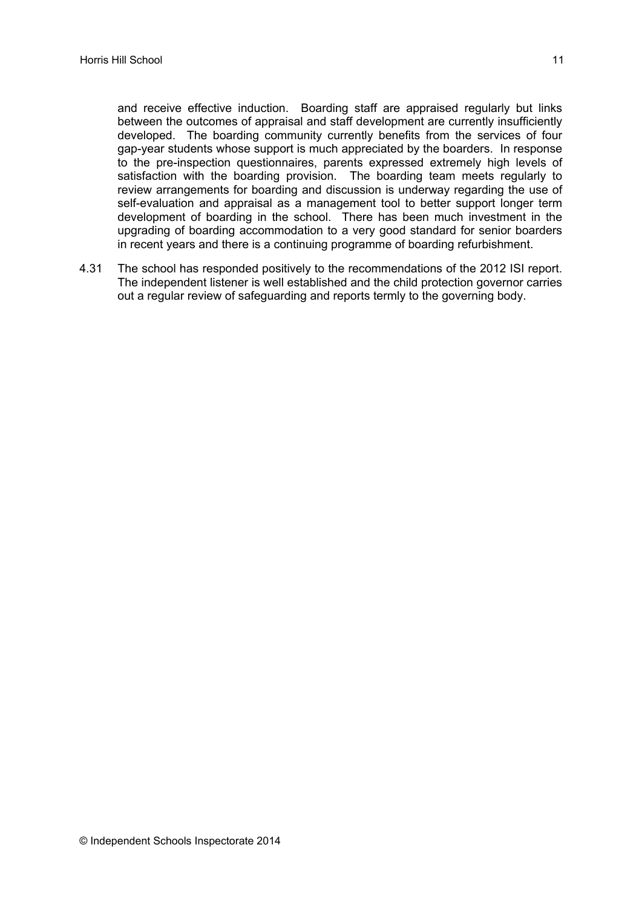and receive effective induction. Boarding staff are appraised regularly but links between the outcomes of appraisal and staff development are currently insufficiently developed. The boarding community currently benefits from the services of four gap-year students whose support is much appreciated by the boarders. In response to the pre-inspection questionnaires, parents expressed extremely high levels of satisfaction with the boarding provision. The boarding team meets regularly to review arrangements for boarding and discussion is underway regarding the use of self-evaluation and appraisal as a management tool to better support longer term development of boarding in the school. There has been much investment in the upgrading of boarding accommodation to a very good standard for senior boarders in recent years and there is a continuing programme of boarding refurbishment.

4.31 The school has responded positively to the recommendations of the 2012 ISI report. The independent listener is well established and the child protection governor carries out a regular review of safeguarding and reports termly to the governing body.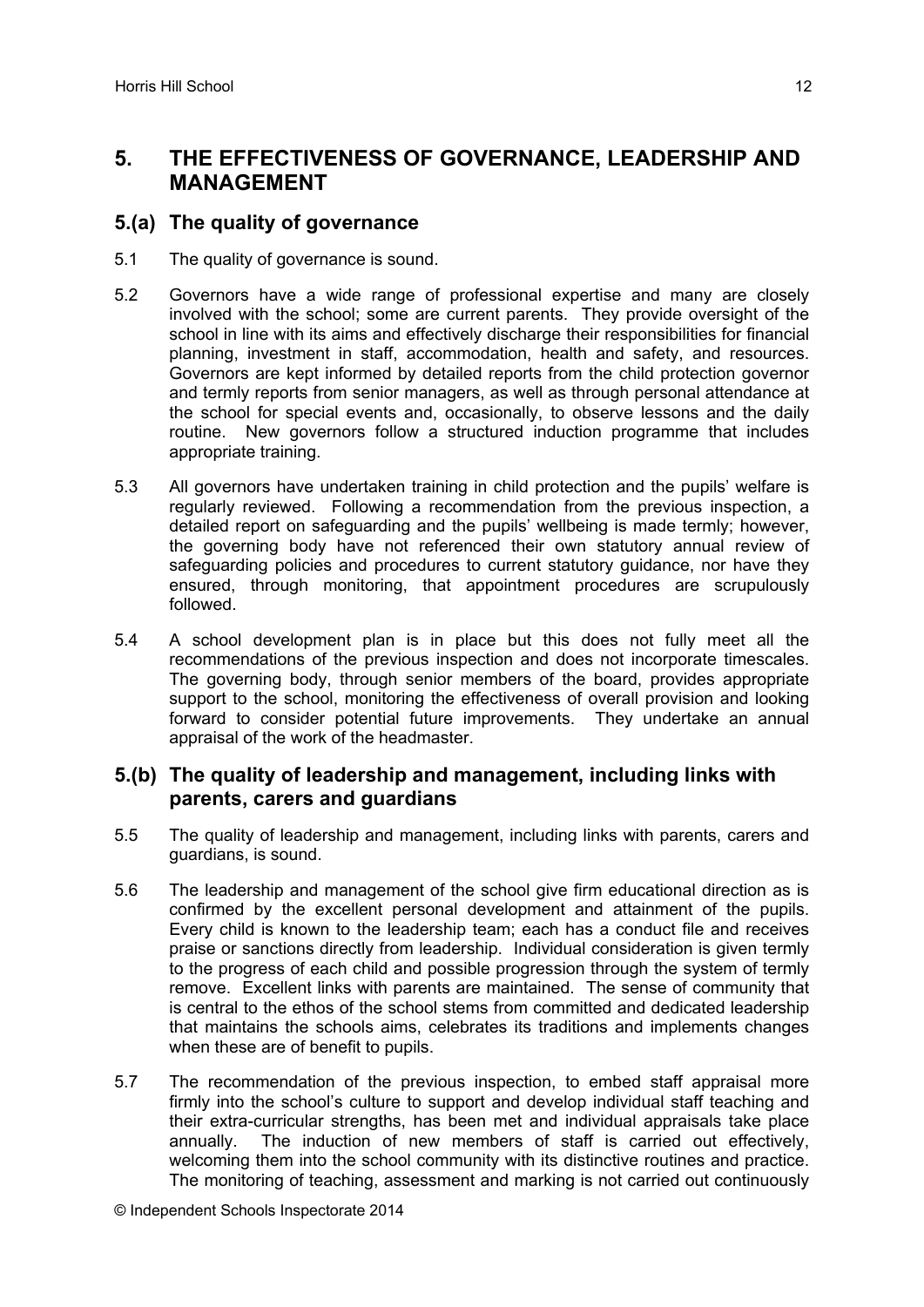## 5. THE EFFECTIVENESS OF GOVERNANCE, LEADERSHIP AND MANAGEMENT

### 5.(a) The quality of governance

5.1 The quality of governance is sound.

5.2 Governors have a wide range of professional expertise and many are closely involved with the school; some are current parents. They provide oversight of the school in line with its aims and effectively discharge their responsibilities for financial planning, investment in staff, accommodation, health and safety, and resources. Governors are kept informed by detailed reports from the child protection governor and termly reports from senior managers, as well as through personal attendance at the school for special events and, occasionally, to observe lessons and the daily routine. New governors follow a structured induction programme that includes appropriate training.

5.3 All governors have undertaken training in child protection and the pupils' welfare is regularly reviewed. Following a recommendation from the previous inspection, a detailed report on safeguarding and the pupils' wellbeing is made termly; however, the governing body have not referenced their own statutory annual review of safeguarding policies and procedures to current statutory guidance, nor have they ensured, through monitoring, that appointment procedures are scrupulously followed.

5.4 A school development plan is in place but this does not fully meet all the recommendations of the previous inspection and does not incorporate timescales. The governing body, through senior members of the board, provides appropriate support to the school, monitoring the effectiveness of overall provision and looking forward to consider potential future improvements. They undertake an annual appraisal of the work of the headmaster.

### 5.(b) The quality of leadership and management, including links with parents, carers and guardians

5.5 The quality of leadership and management, including links with parents, carers and guardians, is sound.

5.6 The leadership and management of the school give firm educational direction as is confirmed by the excellent personal development and attainment of the pupils. Every child is known to the leadership team; each has a conduct file and receives praise or sanctions directly from leadership. Individual consideration is given termly to the progress of each child and possible progression through the system of termly remove. Excellent links with parents are maintained. The sense of community that is central to the ethos of the school stems from committed and dedicated leadership that maintains the schools aims, celebrates its traditions and implements changes when these are of benefit to pupils.

5.7 The recommendation of the previous inspection, to embed staff appraisal more firmly into the school's culture to support and develop individual staff teaching and their extra-curricular strengths, has been met and individual appraisals take place annually. The induction of new members of staff is carried out effectively, welcoming them into the school community with its distinctive routines and practice. The monitoring of teaching, assessment and marking is not carried out continuously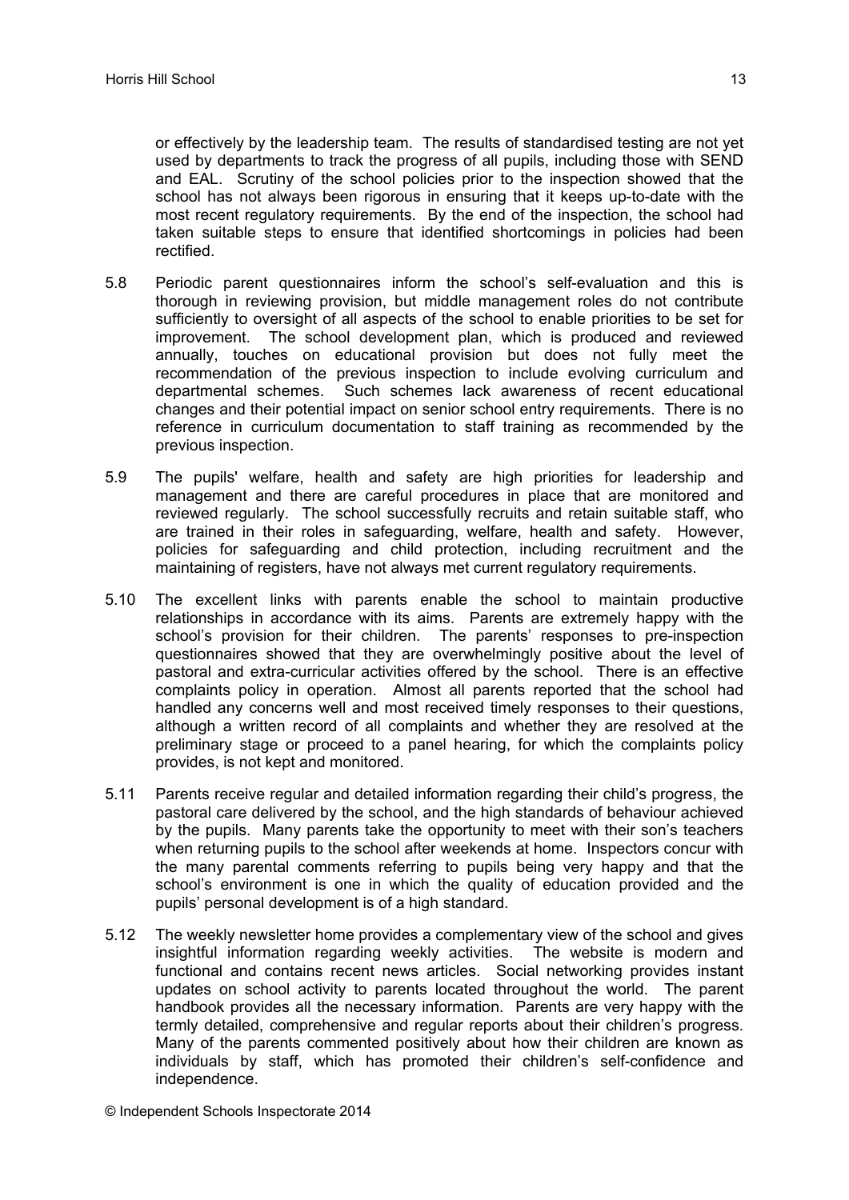or effectively by the leadership team. The results of standardised testing are not yet used by departments to track the progress of all pupils, including those with SEND and EAL. Scrutiny of the school policies prior to the inspection showed that the school has not always been rigorous in ensuring that it keeps up-to-date with the most recent regulatory requirements. By the end of the inspection, the school had taken suitable steps to ensure that identified shortcomings in policies had been rectified.

5.8 Periodic parent questionnaires inform the school's self-evaluation and this is thorough in reviewing provision, but middle management roles do not contribute sufficiently to oversight of all aspects of the school to enable priorities to be set for improvement. The school development plan, which is produced and reviewed annually, touches on educational provision but does not fully meet the recommendation of the previous inspection to include evolving curriculum and departmental schemes. Such schemes lack awareness of recent educational changes and their potential impact on senior school entry requirements. There is no reference in curriculum documentation to staff training as recommended by the previous inspection.

5.9 The pupils' welfare, health and safety are high priorities for leadership and management and there are careful procedures in place that are monitored and reviewed regularly. The school successfully recruits and retain suitable staff, who are trained in their roles in safeguarding, welfare, health and safety. However, policies for safeguarding and child protection, including recruitment and the maintaining of registers, have not always met current regulatory requirements.

5.10 The excellent links with parents enable the school to maintain productive relationships in accordance with its aims. Parents are extremely happy with the school's provision for their children. The parents' responses to pre-inspection questionnaires showed that they are overwhelmingly positive about the level of pastoral and extra-curricular activities offered by the school. There is an effective complaints policy in operation. Almost all parents reported that the school had handled any concerns well and most received timely responses to their questions, although a written record of all complaints and whether they are resolved at the preliminary stage or proceed to a panel hearing, for which the complaints policy provides, is not kept and monitored.

5.11 Parents receive regular and detailed information regarding their child's progress, the pastoral care delivered by the school, and the high standards of behaviour achieved by the pupils. Many parents take the opportunity to meet with their son's teachers when returning pupils to the school after weekends at home. Inspectors concur with the many parental comments referring to pupils being very happy and that the school's environment is one in which the quality of education provided and the pupils' personal development is of a high standard.

5.12 The weekly newsletter home provides a complementary view of the school and gives insightful information regarding weekly activities. The website is modern and functional and contains recent news articles. Social networking provides instant updates on school activity to parents located throughout the world. The parent handbook provides all the necessary information. Parents are very happy with the termly detailed, comprehensive and regular reports about their children's progress. Many of the parents commented positively about how their children are known as individuals by staff, which has promoted their children's self-confidence and independence.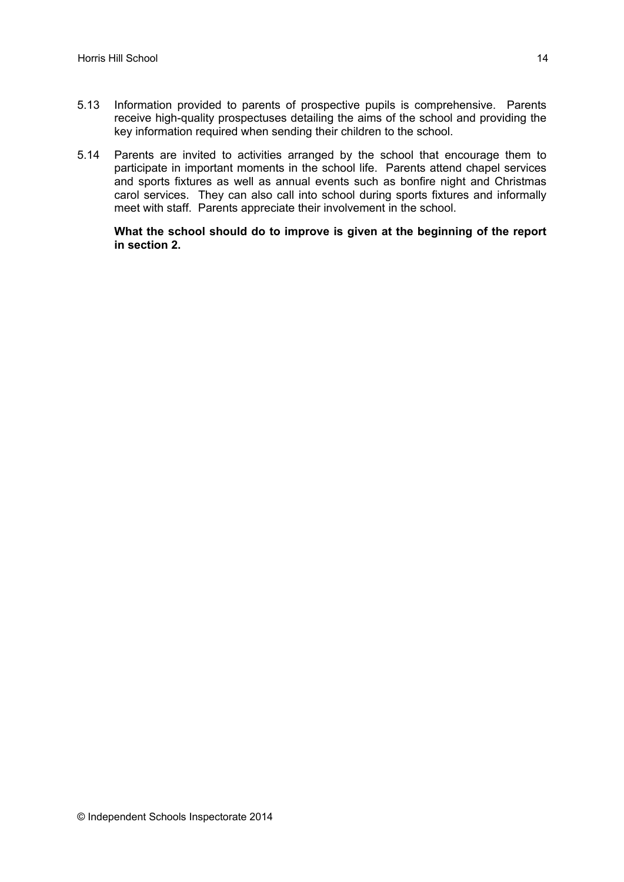5.13 Information provided to parents of prospective pupils is comprehensive. Parents receive high-quality prospectuses detailing the aims of the school and providing the key information required when sending their children to the school.

5.14 Parents are invited to activities arranged by the school that encourage them to participate in important moments in the school life. Parents attend chapel services and sports fixtures as well as annual events such as bonfire night and Christmas carol services. They can also call into school during sports fixtures and informally meet with staff. Parents appreciate their involvement in the school.

**What the school should do to improve is given at the beginning of the report in section 2.**

© Independent Schools Inspectorate 2014